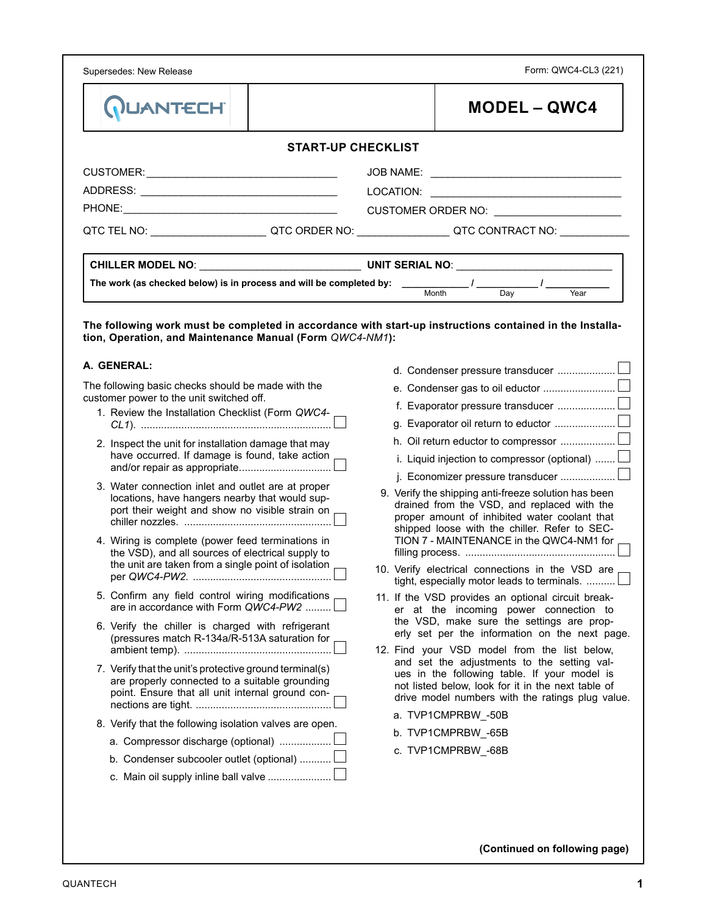Supersedes: New Release

Form: QWC4-CL3 (221)

QUANTECH

# MODEL – QWC4

## START-UP CHECKLIST

CUSTOMER: ________________________________ JOB NAME: ________________________________

ADDRESS: ________________________________ LOCATION: ________________________________

PHONE: ________________________________ CUSTOMER ORDER NO: ____________________

QTC TEL NO: ___________________ QTC ORDER NO: _______________ QTC CONTRACT NO: ____________

**CHILLER MODEL NO**: ___________________________ **UNIT SERIAL NO**: __________________________

**The work (as checked below) is in process and will be completed by:** ___________ / ___________ / ___________
Month Day Year

**The following work must be completed in accordance with start-up instructions contained in the Installation, Operation, and Maintenance Manual (Form** *QWC4-NM1***):**

### A. GENERAL:

The following basic checks should be made with the customer power to the unit switched off.

1. Review the Installation Checklist (Form *QWC4-CL1*). ☐
2. Inspect the unit for installation damage that may have occurred. If damage is found, take action and/or repair as appropriate. ☐
3. Water connection inlet and outlet are at proper locations, have hangers nearby that would support their weight and show no visible strain on chiller nozzles. ☐
4. Wiring is complete (power feed terminations in the VSD), and all sources of electrical supply to the unit are taken from a single point of isolation per *QWC4-PW2*. ☐
5. Confirm any field control wiring modifications are in accordance with Form *QWC4-PW2* ☐
6. Verify the chiller is charged with refrigerant (pressures match R-134a/R-513A saturation for ambient temp). ☐
7. Verify that the unit's protective ground terminal(s) are properly connected to a suitable grounding point. Ensure that all unit internal ground connections are tight. ☐
8. Verify that the following isolation valves are open.
   a. Compressor discharge (optional) ☐
   b. Condenser subcooler outlet (optional) ☐
   c. Main oil supply inline ball valve ☐
   d. Condenser pressure transducer ☐
   e. Condenser gas to oil eductor ☐
   f. Evaporator pressure transducer ☐
   g. Evaporator oil return to eductor ☐
   h. Oil return eductor to compressor ☐
   i. Liquid injection to compressor (optional) ☐
   j. Economizer pressure transducer ☐
9. Verify the shipping anti-freeze solution has been drained from the VSD, and replaced with the proper amount of inhibited water coolant that shipped loose with the chiller. Refer to SECTION 7 - MAINTENANCE in the QWC4-NM1 for filling process. ☐
10. Verify electrical connections in the VSD are tight, especially motor leads to terminals. ☐
11. If the VSD provides an optional circuit breaker at the incoming power connection to the VSD, make sure the settings are properly set per the information on the next page.
12. Find your VSD model from the list below, and set the adjustments to the setting values in the following table. If your model is not listed below, look for it in the next table of drive model numbers with the ratings plug value.
    a. TVP1CMPRBW_-50B
    b. TVP1CMPRBW_-65B
    c. TVP1CMPRBW_-68B

**(Continued on following page)**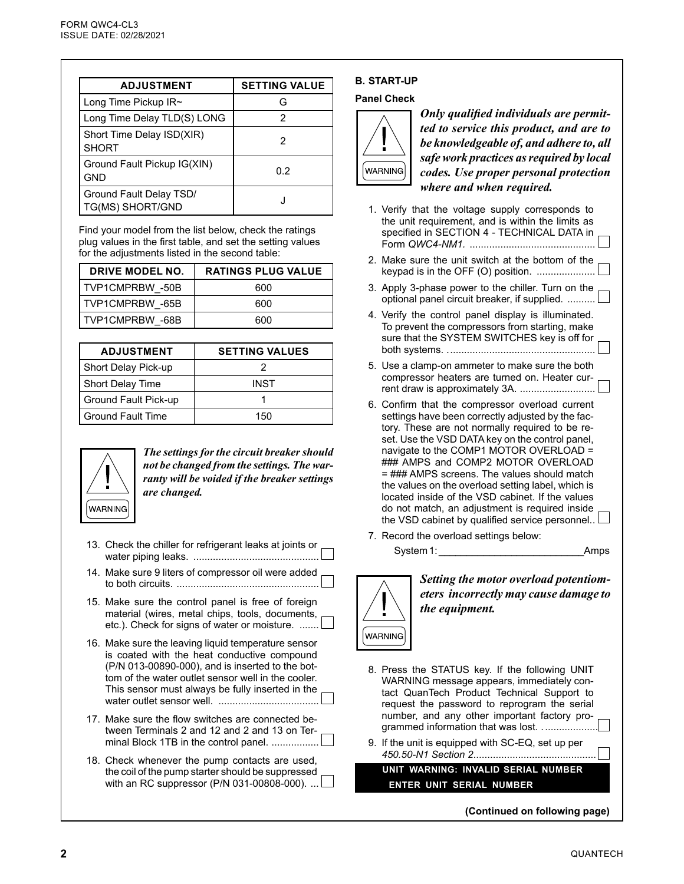| ADJUSTMENT | SETTING VALUE |
| --- | --- |
| Long Time Pickup IR~ | G |
| Long Time Delay TLD(S) LONG | 2 |
| Short Time Delay ISD(XIR) SHORT | 2 |
| Ground Fault Pickup IG(XIN) GND | 0.2 |
| Ground Fault Delay TSD/ TG(MS) SHORT/GND | J |

Find your model from the list below, check the ratings plug values in the first table, and set the setting values for the adjustments listed in the second table:

| DRIVE MODEL NO. | RATINGS PLUG VALUE |
| --- | --- |
| TVP1CMPRBW_-50B | 600 |
| TVP1CMPRBW_-65B | 600 |
| TVP1CMPRBW_-68B | 600 |

| ADJUSTMENT | SETTING VALUES |
| --- | --- |
| Short Delay Pick-up | 2 |
| Short Delay Time | INST |
| Ground Fault Pick-up | 1 |
| Ground Fault Time | 150 |

WARNING

***The settings for the circuit breaker should not be changed from the settings. The warranty will be voided if the breaker settings are changed.***

13. Check the chiller for refrigerant leaks at joints or water piping leaks. ☐
14. Make sure 9 liters of compressor oil were added to both circuits. ☐
15. Make sure the control panel is free of foreign material (wires, metal chips, tools, documents, etc.). Check for signs of water or moisture. ☐
16. Make sure the leaving liquid temperature sensor is coated with the heat conductive compound (P/N 013-00890-000), and is inserted to the bottom of the water outlet sensor well in the cooler. This sensor must always be fully inserted in the water outlet sensor well. ☐
17. Make sure the flow switches are connected between Terminals 2 and 12 and 2 and 13 on Terminal Block 1TB in the control panel. ☐
18. Check whenever the pump contacts are used, the coil of the pump starter should be suppressed with an RC suppressor (P/N 031-00808-000). ☐

**B. START-UP**

**Panel Check**

WARNING

***Only qualified individuals are permitted to service this product, and are to be knowledgeable of, and adhere to, all safe work practices as required by local codes. Use proper personal protection where and when required.***

1. Verify that the voltage supply corresponds to the unit requirement, and is within the limits as specified in SECTION 4 - TECHNICAL DATA in Form *QWC4-NM1.* ☐
2. Make sure the unit switch at the bottom of the keypad is in the OFF (O) position. ☐
3. Apply 3-phase power to the chiller. Turn on the optional panel circuit breaker, if supplied. ☐
4. Verify the control panel display is illuminated. To prevent the compressors from starting, make sure that the SYSTEM SWITCHES key is off for both systems. ☐
5. Use a clamp-on ammeter to make sure the both compressor heaters are turned on. Heater current draw is approximately 3A. ☐
6. Confirm that the compressor overload current settings have been correctly adjusted by the factory. These are not normally required to be reset. Use the VSD DATA key on the control panel, navigate to the COMP1 MOTOR OVERLOAD = ### AMPS and COMP2 MOTOR OVERLOAD = ### AMPS screens. The values should match the values on the overload setting label, which is located inside of the VSD cabinet. If the values do not match, an adjustment is required inside the VSD cabinet by qualified service personnel. ☐
7. Record the overload settings below:

   System 1: ______________________ Amps

WARNING

***Setting the motor overload potentiometers incorrectly may cause damage to the equipment.***

8. Press the STATUS key. If the following UNIT WARNING message appears, immediately contact QuanTech Product Technical Support to request the password to reprogram the serial number, and any other important factory programmed information that was lost. ☐
9. If the unit is equipped with SC-EQ, set up per *450.50-N1 Section 2*. ☐

```
UNIT WARNING: INVALID SERIAL NUMBER
ENTER UNIT SERIAL NUMBER
```

**(Continued on following page)**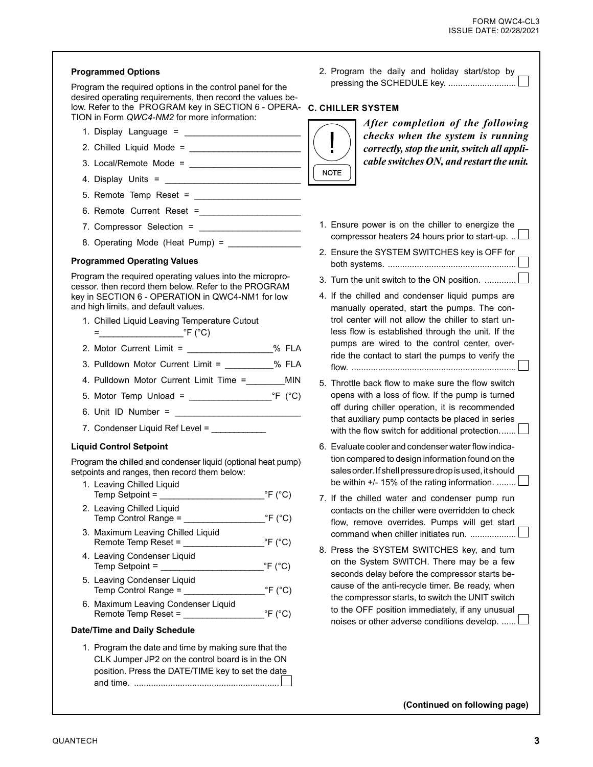**Programmed Options**

Program the required options in the control panel for the desired operating requirements, then record the values below. Refer to the PROGRAM key in SECTION 6 - OPERATION in Form *QWC4-NM2* for more information:

1. Display Language = ________________________
2. Chilled Liquid Mode = _______________________
3. Local/Remote Mode = _______________________
4. Display Units = ____________________________
5. Remote Temp Reset = ______________________
6. Remote Current Reset =_____________________
7. Compressor Selection = _____________________
8. Operating Mode (Heat Pump) = _______________

**Programmed Operating Values**

Program the required operating values into the microprocessor. then record them below. Refer to the PROGRAM key in SECTION 6 - OPERATION in QWC4-NM1 for low and high limits, and default values.

1. Chilled Liquid Leaving Temperature Cutout =_________________°F (°C)
2. Motor Current Limit = _________________% FLA
3. Pulldown Motor Current Limit = __________% FLA
4. Pulldown Motor Current Limit Time =________MIN
5. Motor Temp Unload = ________________°F (°C)
6. Unit ID Number = __________________________
7. Condenser Liquid Ref Level = ___________

**Liquid Control Setpoint**

Program the chilled and condenser liquid (optional heat pump) setpoints and ranges, then record them below:

1. Leaving Chilled Liquid Temp Setpoint = _____________________°F (°C)
2. Leaving Chilled Liquid Temp Control Range = ________________°F (°C)
3. Maximum Leaving Chilled Liquid Remote Temp Reset = ________________°F (°C)
4. Leaving Condenser Liquid Temp Setpoint = _____________________°F (°C)
5. Leaving Condenser Liquid Temp Control Range = ________________°F (°C)
6. Maximum Leaving Condenser Liquid Remote Temp Reset = ________________°F (°C)

**Date/Time and Daily Schedule**

1. Program the date and time by making sure that the CLK Jumper JP2 on the control board is in the ON position. Press the DATE/TIME key to set the date and time. ............................................................ ☐
2. Program the daily and holiday start/stop by pressing the SCHEDULE key. ............................ ☐

**C. CHILLER SYSTEM**

NOTE: ***After completion of the following checks when the system is running correctly, stop the unit, switch all applicable switches ON, and restart the unit.***

1. Ensure power is on the chiller to energize the compressor heaters 24 hours prior to start-up. .. ☐
2. Ensure the SYSTEM SWITCHES key is OFF for both systems. ..................................................... ☐
3. Turn the unit switch to the ON position. ............. ☐
4. If the chilled and condenser liquid pumps are manually operated, start the pumps. The control center will not allow the chiller to start unless flow is established through the unit. If the pumps are wired to the control center, override the contact to start the pumps to verify the flow. .................................................................... ☐
5. Throttle back flow to make sure the flow switch opens with a loss of flow. If the pump is turned off during chiller operation, it is recommended that auxiliary pump contacts be placed in series with the flow switch for additional protection....... ☐
6. Evaluate cooler and condenser water flow indication compared to design information found on the sales order. If shell pressure drop is used, it should be within +/- 15% of the rating information. ........ ☐
7. If the chilled water and condenser pump run contacts on the chiller were overridden to check flow, remove overrides. Pumps will get start command when chiller initiates run. ................... ☐
8. Press the SYSTEM SWITCHES key, and turn on the System SWITCH. There may be a few seconds delay before the compressor starts because of the anti-recycle timer. Be ready, when the compressor starts, to switch the UNIT switch to the OFF position immediately, if any unusual noises or other adverse conditions develop. ...... ☐

**(Continued on following page)**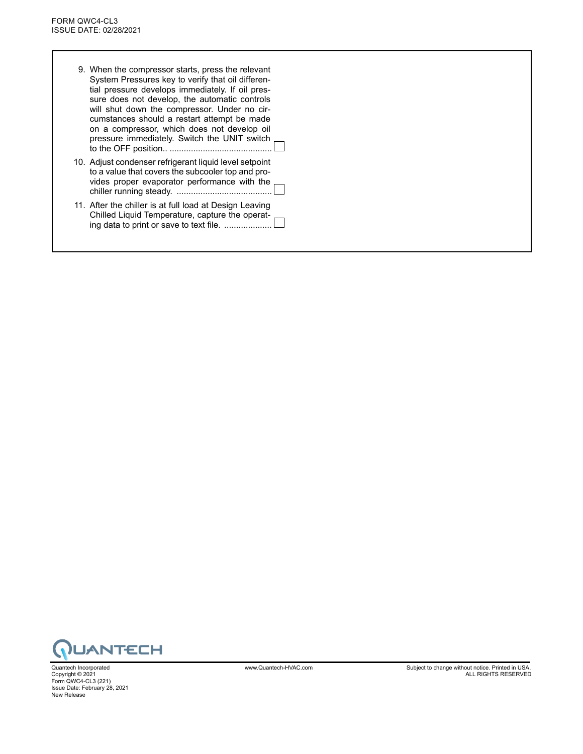9. When the compressor starts, press the relevant System Pressures key to verify that oil differential pressure develops immediately. If oil pressure does not develop, the automatic controls will shut down the compressor. Under no circumstances should a restart attempt be made on a compressor, which does not develop oil pressure immediately. Switch the UNIT switch to the OFF position.. .......................................... ☐

10. Adjust condenser refrigerant liquid level setpoint to a value that covers the subcooler top and provides proper evaporator performance with the chiller running steady. ........................................ ☐

11. After the chiller is at full load at Design Leaving Chilled Liquid Temperature, capture the operating data to print or save to text file. .................... ☐

Quantech Incorporated
Copyright © 2021
Form QWC4-CL3 (221)
Issue Date: February 28, 2021
New Release

www.Quantech-HVAC.com

Subject to change without notice. Printed in USA.
ALL RIGHTS RESERVED